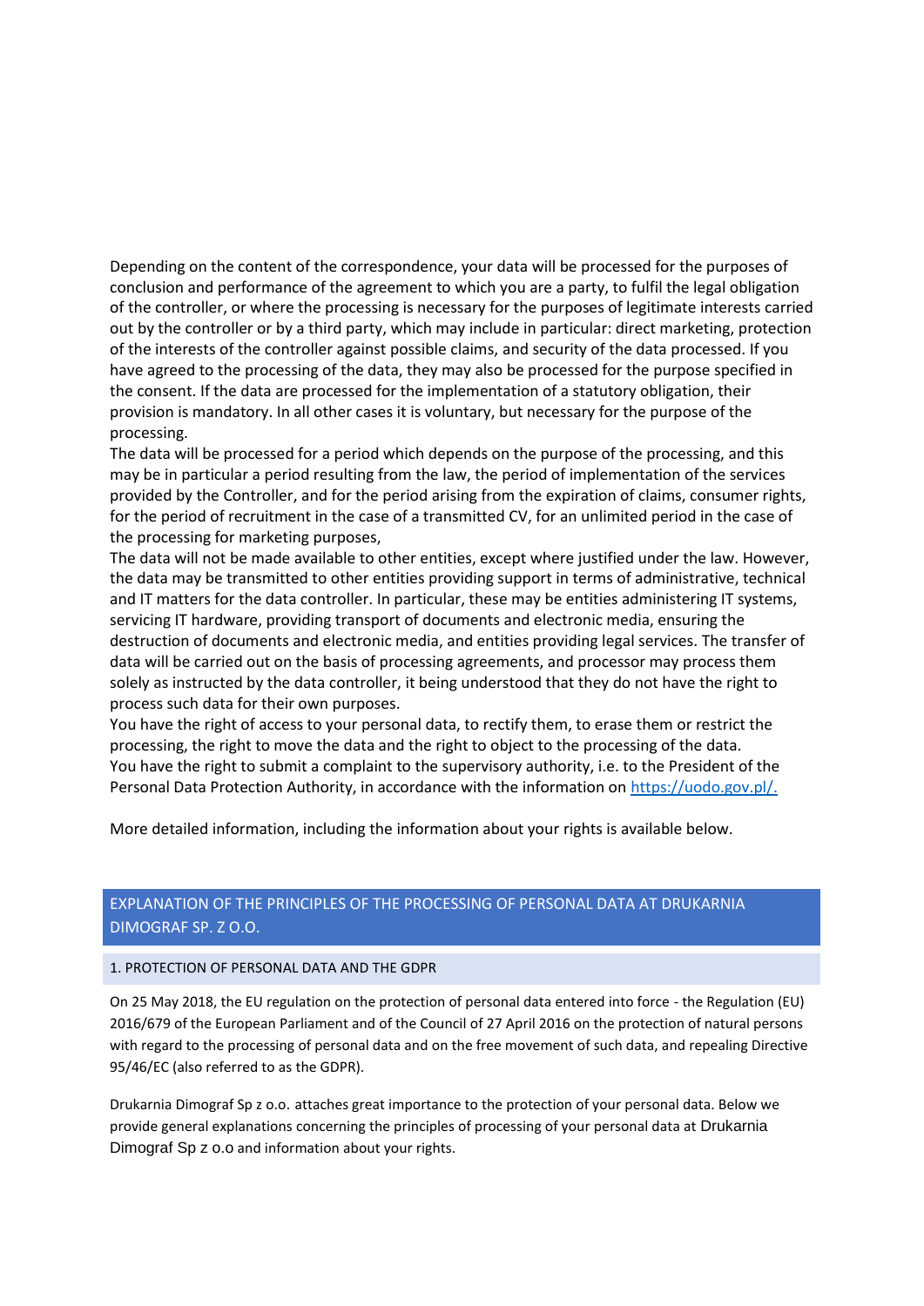Depending on the content of the correspondence, your data will be processed for the purposes of conclusion and performance of the agreement to which you are a party, to fulfil the legal obligation of the controller, or where the processing is necessary for the purposes of legitimate interests carried out by the controller or by a third party, which may include in particular: direct marketing, protection of the interests of the controller against possible claims, and security of the data processed. If you have agreed to the processing of the data, they may also be processed for the purpose specified in the consent. If the data are processed for the implementation of a statutory obligation, their provision is mandatory. In all other cases it is voluntary, but necessary for the purpose of the processing.

The data will be processed for a period which depends on the purpose of the processing, and this may be in particular a period resulting from the law, the period of implementation of the services provided by the Controller, and for the period arising from the expiration of claims, consumer rights, for the period of recruitment in the case of a transmitted CV, for an unlimited period in the case of the processing for marketing purposes,

The data will not be made available to other entities, except where justified under the law. However, the data may be transmitted to other entities providing support in terms of administrative, technical and IT matters for the data controller. In particular, these may be entities administering IT systems, servicing IT hardware, providing transport of documents and electronic media, ensuring the destruction of documents and electronic media, and entities providing legal services. The transfer of data will be carried out on the basis of processing agreements, and processor may process them solely as instructed by the data controller, it being understood that they do not have the right to process such data for their own purposes.

You have the right of access to your personal data, to rectify them, to erase them or restrict the processing, the right to move the data and the right to object to the processing of the data.

You have the right to submit a complaint to the supervisory authority, i.e. to the President of the Personal Data Protection Authority, in accordance with the information on [https://uodo.gov.pl/.](https://uodo.gov.pl/)

More detailed information, including the information about your rights is available below.

## EXPLANATION OF THE PRINCIPLES OF THE PROCESSING OF PERSONAL DATA AT DRUKARNIA DIMOGRAF SP. Z O.O.

### 1. PROTECTION OF PERSONAL DATA AND THE GDPR

On 25 May 2018, the EU regulation on the protection of personal data entered into force - the Regulation (EU) 2016/679 of the European Parliament and of the Council of 27 April 2016 on the protection of natural persons with regard to the processing of personal data and on the free movement of such data, and repealing Directive 95/46/EC (also referred to as the GDPR).

Drukarnia Dimograf Sp z o.o. attaches great importance to the protection of your personal data. Below we provide general explanations concerning the principles of processing of your personal data at Drukarnia Dimograf Sp z o.o and information about your rights.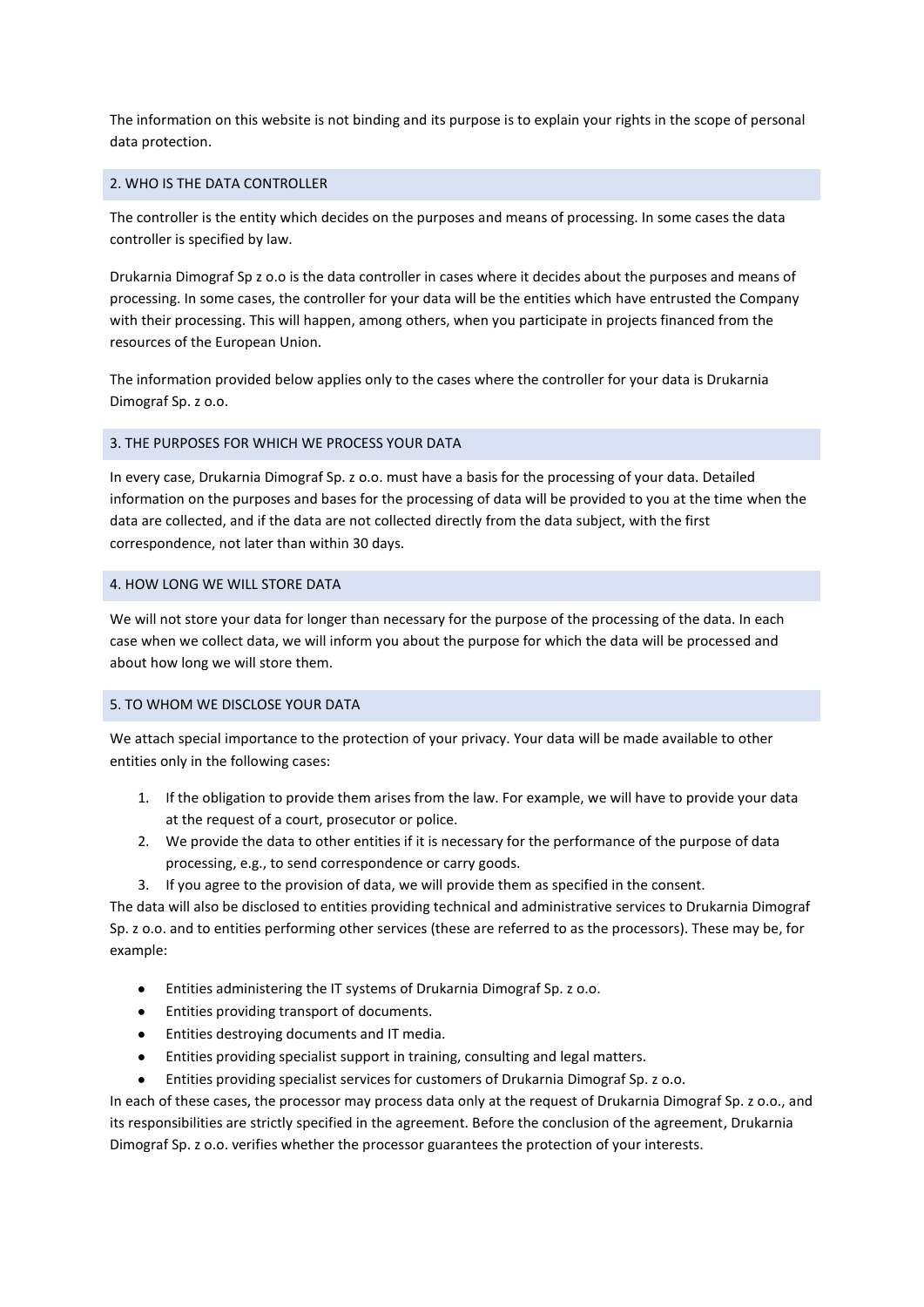The information on this website is not binding and its purpose is to explain your rights in the scope of personal data protection.

## 2. WHO IS THE DATA CONTROLLER

The controller is the entity which decides on the purposes and means of processing. In some cases the data controller is specified by law.

Drukarnia Dimograf Sp z o.o is the data controller in cases where it decides about the purposes and means of processing. In some cases, the controller for your data will be the entities which have entrusted the Company with their processing. This will happen, among others, when you participate in projects financed from the resources of the European Union.

The information provided below applies only to the cases where the controller for your data is Drukarnia Dimograf Sp. z o.o.

## 3. THE PURPOSES FOR WHICH WE PROCESS YOUR DATA

In every case, Drukarnia Dimograf Sp. z o.o. must have a basis for the processing of your data. Detailed information on the purposes and bases for the processing of data will be provided to you at the time when the data are collected, and if the data are not collected directly from the data subject, with the first correspondence, not later than within 30 days.

## 4. HOW LONG WE WILL STORE DATA

We will not store your data for longer than necessary for the purpose of the processing of the data. In each case when we collect data, we will inform you about the purpose for which the data will be processed and about how long we will store them.

## 5. TO WHOM WE DISCLOSE YOUR DATA

We attach special importance to the protection of your privacy. Your data will be made available to other entities only in the following cases:

1. If the obligation to provide them arises from the law. For example, we will have to provide your data at the request of a court, prosecutor or police.
2. We provide the data to other entities if it is necessary for the performance of the purpose of data processing, e.g., to send correspondence or carry goods.
3. If you agree to the provision of data, we will provide them as specified in the consent.

The data will also be disclosed to entities providing technical and administrative services to Drukarnia Dimograf Sp. z o.o. and to entities performing other services (these are referred to as the processors). These may be, for example:

- Entities administering the IT systems of Drukarnia Dimograf Sp. z o.o.
- Entities providing transport of documents.
- Entities destroying documents and IT media.
- Entities providing specialist support in training, consulting and legal matters.
- Entities providing specialist services for customers of Drukarnia Dimograf Sp. z o.o.

In each of these cases, the processor may process data only at the request of Drukarnia Dimograf Sp. z o.o., and its responsibilities are strictly specified in the agreement. Before the conclusion of the agreement, Drukarnia Dimograf Sp. z o.o. verifies whether the processor guarantees the protection of your interests.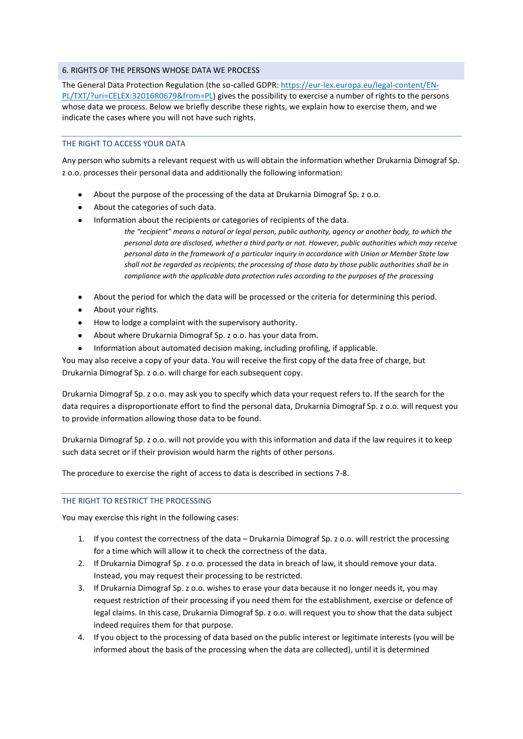## 6. RIGHTS OF THE PERSONS WHOSE DATA WE PROCESS

The General Data Protection Regulation (the so-called GDPR: [https://eur-lex.europa.eu/legal-content/EN-PL/TXT/?uri=CELEX:32016R0679&from=PL](https://eur-lex.europa.eu/legal-content/EN-PL/TXT/?uri=CELEX:32016R0679&from=PL)) gives the possibility to exercise a number of rights to the persons whose data we process. Below we briefly describe these rights, we explain how to exercise them, and we indicate the cases where you will not have such rights.

### THE RIGHT TO ACCESS YOUR DATA

Any person who submits a relevant request with us will obtain the information whether Drukarnia Dimograf Sp. z o.o. processes their personal data and additionally the following information:

- About the purpose of the processing of the data at Drukarnia Dimograf Sp. z o.o.
- About the categories of such data.
- Information about the recipients or categories of recipients of the data.

  *the "recipient" means a natural or legal person, public authority, agency or another body, to which the personal data are disclosed, whether a third party or not. However, public authorities which may receive personal data in the framework of a particular inquiry in accordance with Union or Member State law shall not be regarded as recipients; the processing of those data by those public authorities shall be in compliance with the applicable data protection rules according to the purposes of the processing*

- About the period for which the data will be processed or the criteria for determining this period.
- About your rights.
- How to lodge a complaint with the supervisory authority.
- About where Drukarnia Dimograf Sp. z o.o. has your data from.
- Information about automated decision making, including profiling, if applicable.

You may also receive a copy of your data. You will receive the first copy of the data free of charge, but Drukarnia Dimograf Sp. z o.o. will charge for each subsequent copy.

Drukarnia Dimograf Sp. z o.o. may ask you to specify which data your request refers to. If the search for the data requires a disproportionate effort to find the personal data, Drukarnia Dimograf Sp. z o.o. will request you to provide information allowing those data to be found.

Drukarnia Dimograf Sp. z o.o. will not provide you with this information and data if the law requires it to keep such data secret or if their provision would harm the rights of other persons.

The procedure to exercise the right of access to data is described in sections 7-8.

### THE RIGHT TO RESTRICT THE PROCESSING

You may exercise this right in the following cases:

1. If you contest the correctness of the data – Drukarnia Dimograf Sp. z o.o. will restrict the processing for a time which will allow it to check the correctness of the data.
2. If Drukarnia Dimograf Sp. z o.o. processed the data in breach of law, it should remove your data. Instead, you may request their processing to be restricted.
3. If Drukarnia Dimograf Sp. z o.o. wishes to erase your data because it no longer needs it, you may request restriction of their processing if you need them for the establishment, exercise or defence of legal claims. In this case, Drukarnia Dimograf Sp. z o.o. will request you to show that the data subject indeed requires them for that purpose.
4. If you object to the processing of data based on the public interest or legitimate interests (you will be informed about the basis of the processing when the data are collected), until it is determined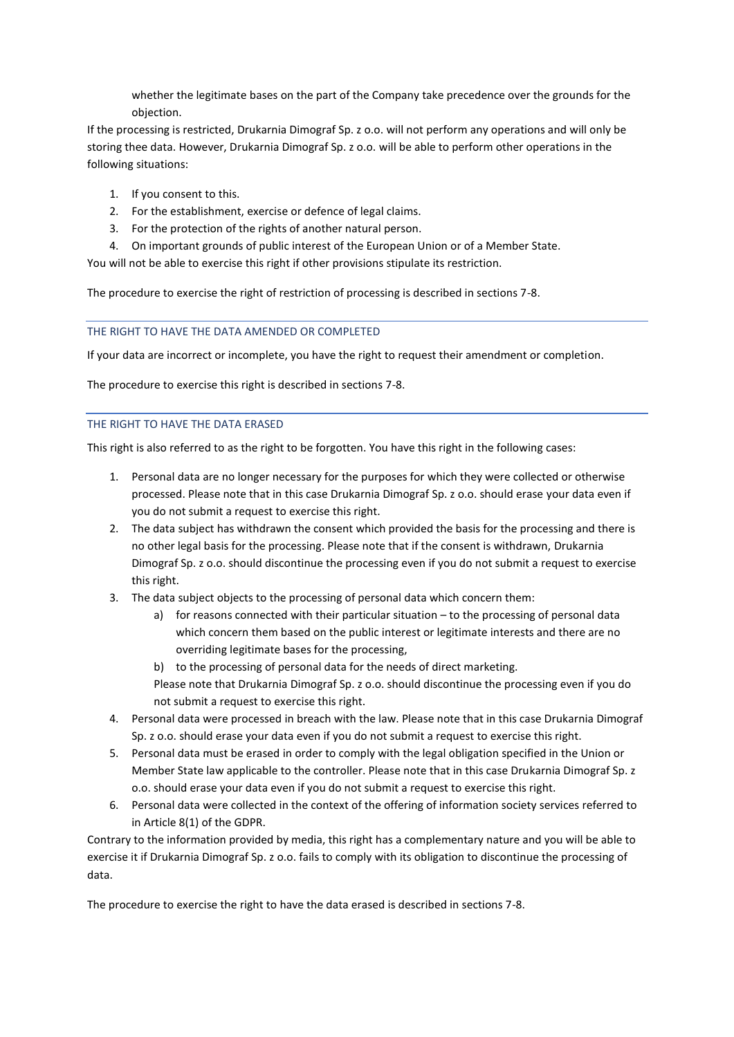whether the legitimate bases on the part of the Company take precedence over the grounds for the objection.

If the processing is restricted, Drukarnia Dimograf Sp. z o.o. will not perform any operations and will only be storing thee data. However, Drukarnia Dimograf Sp. z o.o. will be able to perform other operations in the following situations:

1. If you consent to this.
2. For the establishment, exercise or defence of legal claims.
3. For the protection of the rights of another natural person.
4. On important grounds of public interest of the European Union or of a Member State.

You will not be able to exercise this right if other provisions stipulate its restriction.

The procedure to exercise the right of restriction of processing is described in sections 7-8.

### THE RIGHT TO HAVE THE DATA AMENDED OR COMPLETED

If your data are incorrect or incomplete, you have the right to request their amendment or completion.

The procedure to exercise this right is described in sections 7-8.

### THE RIGHT TO HAVE THE DATA ERASED

This right is also referred to as the right to be forgotten. You have this right in the following cases:

1. Personal data are no longer necessary for the purposes for which they were collected or otherwise processed. Please note that in this case Drukarnia Dimograf Sp. z o.o. should erase your data even if you do not submit a request to exercise this right.
2. The data subject has withdrawn the consent which provided the basis for the processing and there is no other legal basis for the processing. Please note that if the consent is withdrawn, Drukarnia Dimograf Sp. z o.o. should discontinue the processing even if you do not submit a request to exercise this right.
3. The data subject objects to the processing of personal data which concern them:
   a) for reasons connected with their particular situation – to the processing of personal data which concern them based on the public interest or legitimate interests and there are no overriding legitimate bases for the processing,
   b) to the processing of personal data for the needs of direct marketing.

   Please note that Drukarnia Dimograf Sp. z o.o. should discontinue the processing even if you do not submit a request to exercise this right.
4. Personal data were processed in breach with the law. Please note that in this case Drukarnia Dimograf Sp. z o.o. should erase your data even if you do not submit a request to exercise this right.
5. Personal data must be erased in order to comply with the legal obligation specified in the Union or Member State law applicable to the controller. Please note that in this case Drukarnia Dimograf Sp. z o.o. should erase your data even if you do not submit a request to exercise this right.
6. Personal data were collected in the context of the offering of information society services referred to in Article 8(1) of the GDPR.

Contrary to the information provided by media, this right has a complementary nature and you will be able to exercise it if Drukarnia Dimograf Sp. z o.o. fails to comply with its obligation to discontinue the processing of data.

The procedure to exercise the right to have the data erased is described in sections 7-8.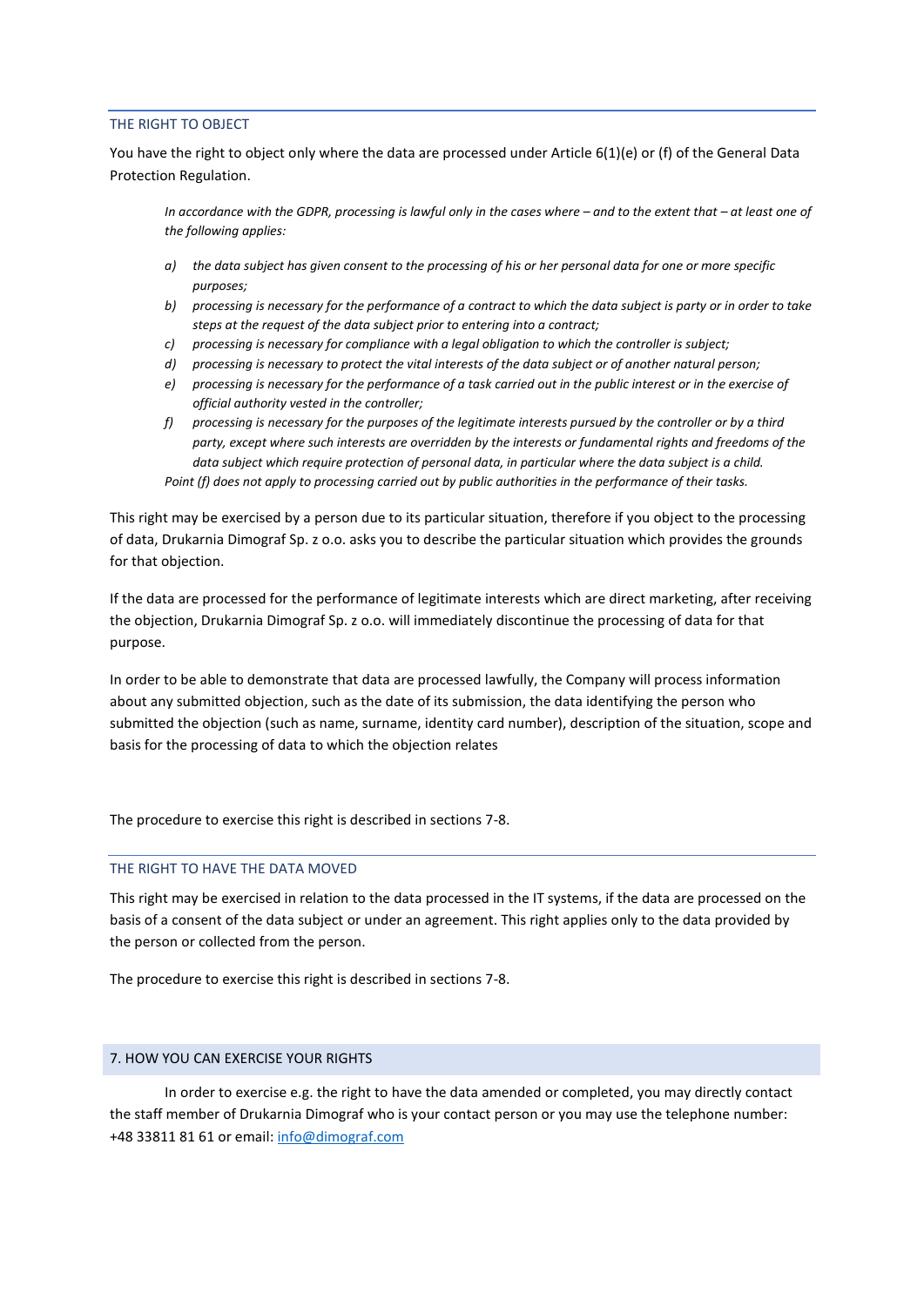### THE RIGHT TO OBJECT

You have the right to object only where the data are processed under Article 6(1)(e) or (f) of the General Data Protection Regulation.

> *In accordance with the GDPR, processing is lawful only in the cases where – and to the extent that – at least one of the following applies:*
>
> a) *the data subject has given consent to the processing of his or her personal data for one or more specific purposes;*
> b) *processing is necessary for the performance of a contract to which the data subject is party or in order to take steps at the request of the data subject prior to entering into a contract;*
> c) *processing is necessary for compliance with a legal obligation to which the controller is subject;*
> d) *processing is necessary to protect the vital interests of the data subject or of another natural person;*
> e) *processing is necessary for the performance of a task carried out in the public interest or in the exercise of official authority vested in the controller;*
> f) *processing is necessary for the purposes of the legitimate interests pursued by the controller or by a third party, except where such interests are overridden by the interests or fundamental rights and freedoms of the data subject which require protection of personal data, in particular where the data subject is a child.*
>
> *Point (f) does not apply to processing carried out by public authorities in the performance of their tasks.*

This right may be exercised by a person due to its particular situation, therefore if you object to the processing of data, Drukarnia Dimograf Sp. z o.o. asks you to describe the particular situation which provides the grounds for that objection.

If the data are processed for the performance of legitimate interests which are direct marketing, after receiving the objection, Drukarnia Dimograf Sp. z o.o. will immediately discontinue the processing of data for that purpose.

In order to be able to demonstrate that data are processed lawfully, the Company will process information about any submitted objection, such as the date of its submission, the data identifying the person who submitted the objection (such as name, surname, identity card number), description of the situation, scope and basis for the processing of data to which the objection relates

The procedure to exercise this right is described in sections 7-8.

### THE RIGHT TO HAVE THE DATA MOVED

This right may be exercised in relation to the data processed in the IT systems, if the data are processed on the basis of a consent of the data subject or under an agreement. This right applies only to the data provided by the person or collected from the person.

The procedure to exercise this right is described in sections 7-8.

## 7. HOW YOU CAN EXERCISE YOUR RIGHTS

In order to exercise e.g. the right to have the data amended or completed, you may directly contact the staff member of Drukarnia Dimograf who is your contact person or you may use the telephone number: +48 33811 81 61 or email: info@dimograf.com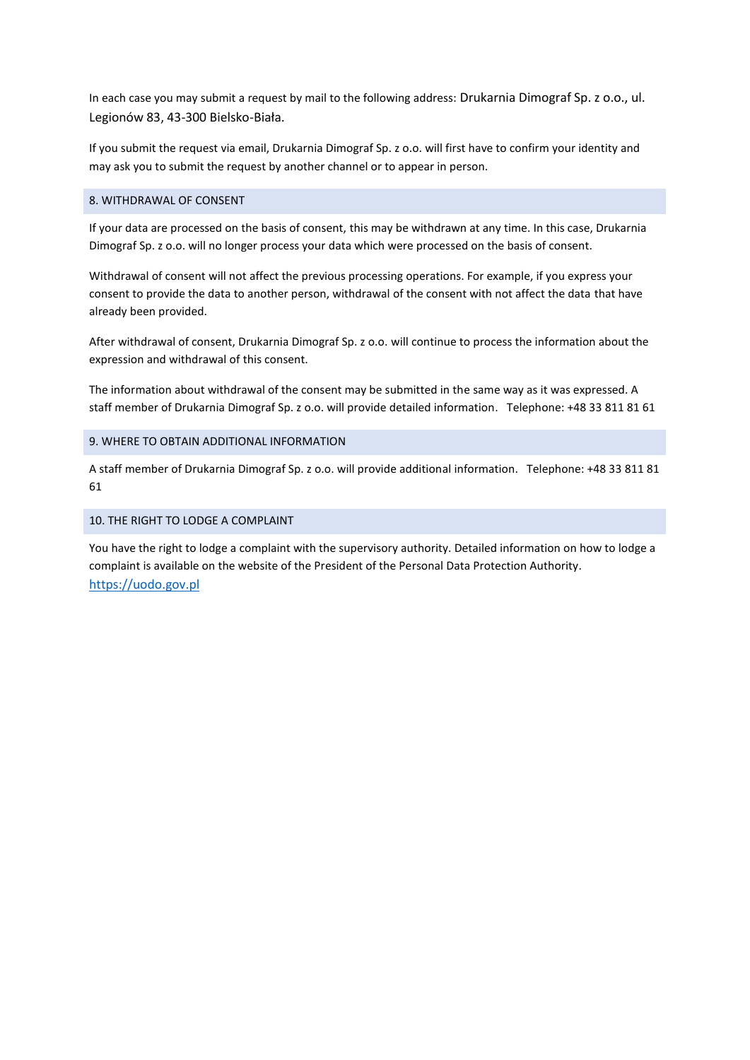In each case you may submit a request by mail to the following address: Drukarnia Dimograf Sp. z o.o., ul. Legionów 83, 43-300 Bielsko-Biała.

If you submit the request via email, Drukarnia Dimograf Sp. z o.o. will first have to confirm your identity and may ask you to submit the request by another channel or to appear in person.

## 8. WITHDRAWAL OF CONSENT

If your data are processed on the basis of consent, this may be withdrawn at any time. In this case, Drukarnia Dimograf Sp. z o.o. will no longer process your data which were processed on the basis of consent.

Withdrawal of consent will not affect the previous processing operations. For example, if you express your consent to provide the data to another person, withdrawal of the consent with not affect the data that have already been provided.

After withdrawal of consent, Drukarnia Dimograf Sp. z o.o. will continue to process the information about the expression and withdrawal of this consent.

The information about withdrawal of the consent may be submitted in the same way as it was expressed. A staff member of Drukarnia Dimograf Sp. z o.o. will provide detailed information. Telephone: +48 33 811 81 61

## 9. WHERE TO OBTAIN ADDITIONAL INFORMATION

A staff member of Drukarnia Dimograf Sp. z o.o. will provide additional information. Telephone: +48 33 811 81 61

## 10. THE RIGHT TO LODGE A COMPLAINT

You have the right to lodge a complaint with the supervisory authority. Detailed information on how to lodge a complaint is available on the website of the President of the Personal Data Protection Authority. https://uodo.gov.pl